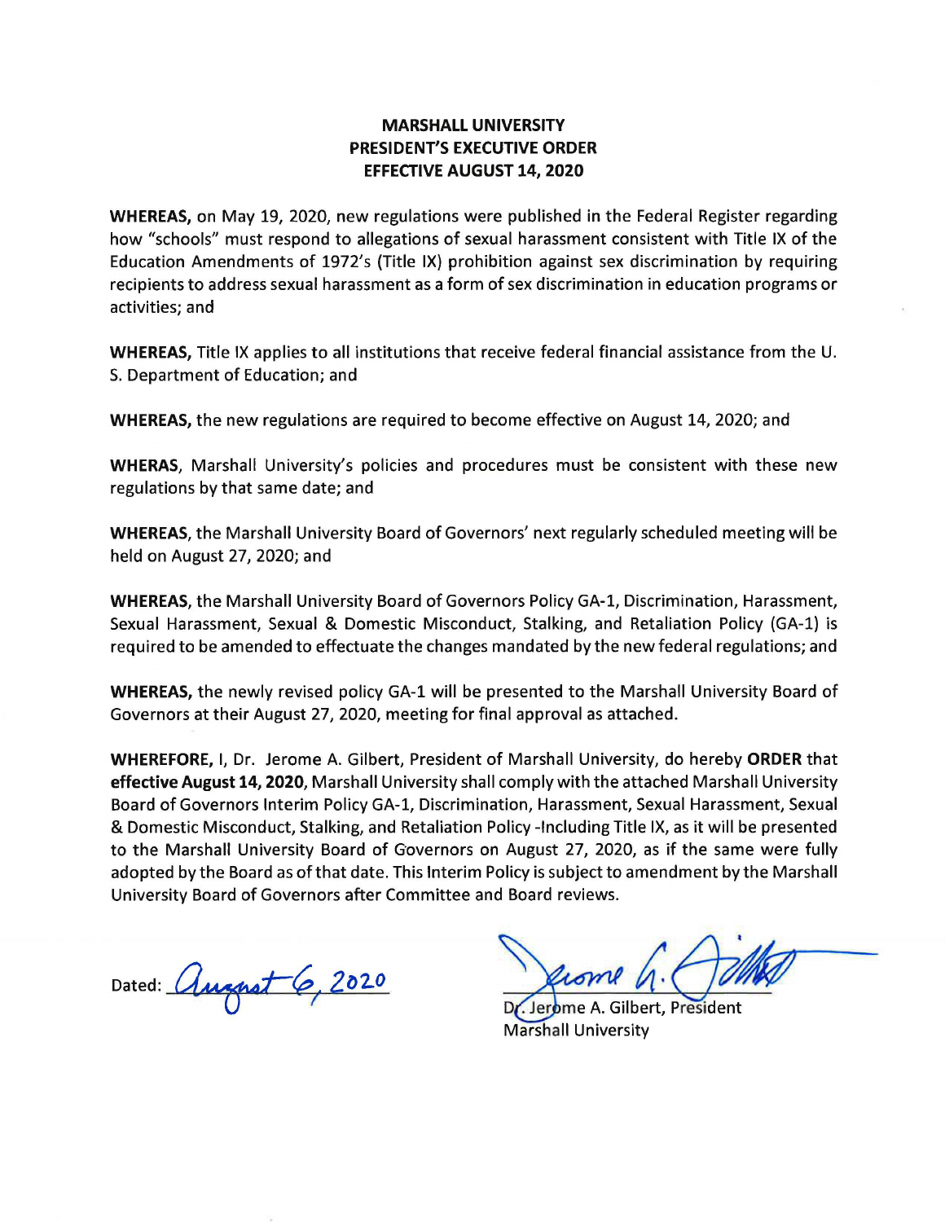# MARSHALL UNIVERSITY
## PRESIDENT'S EXECUTIVE ORDER
## EFFECTIVE AUGUST 14, 2020

**WHEREAS,** on May 19, 2020, new regulations were published in the Federal Register regarding how "schools" must respond to allegations of sexual harassment consistent with Title IX of the Education Amendments of 1972's (Title IX) prohibition against sex discrimination by requiring recipients to address sexual harassment as a form of sex discrimination in education programs or activities; and

**WHEREAS,** Title IX applies to all institutions that receive federal financial assistance from the U. S. Department of Education; and

**WHEREAS,** the new regulations are required to become effective on August 14, 2020; and

**WHERAS**, Marshall University's policies and procedures must be consistent with these new regulations by that same date; and

**WHEREAS**, the Marshall University Board of Governors' next regularly scheduled meeting will be held on August 27, 2020; and

**WHEREAS**, the Marshall University Board of Governors Policy GA-1, Discrimination, Harassment, Sexual Harassment, Sexual & Domestic Misconduct, Stalking, and Retaliation Policy (GA-1) is required to be amended to effectuate the changes mandated by the new federal regulations; and

**WHEREAS,** the newly revised policy GA-1 will be presented to the Marshall University Board of Governors at their August 27, 2020, meeting for final approval as attached.

**WHEREFORE,** I, Dr. Jerome A. Gilbert, President of Marshall University, do hereby **ORDER** that **effective August 14, 2020,** Marshall University shall comply with the attached Marshall University Board of Governors Interim Policy GA-1, Discrimination, Harassment, Sexual Harassment, Sexual & Domestic Misconduct, Stalking, and Retaliation Policy -Including Title IX, as it will be presented to the Marshall University Board of Governors on August 27, 2020, as if the same were fully adopted by the Board as of that date. This Interim Policy is subject to amendment by the Marshall University Board of Governors after Committee and Board reviews.

Dated: August 6, 2020

Dr. Jerome A. Gilbert, President
Marshall University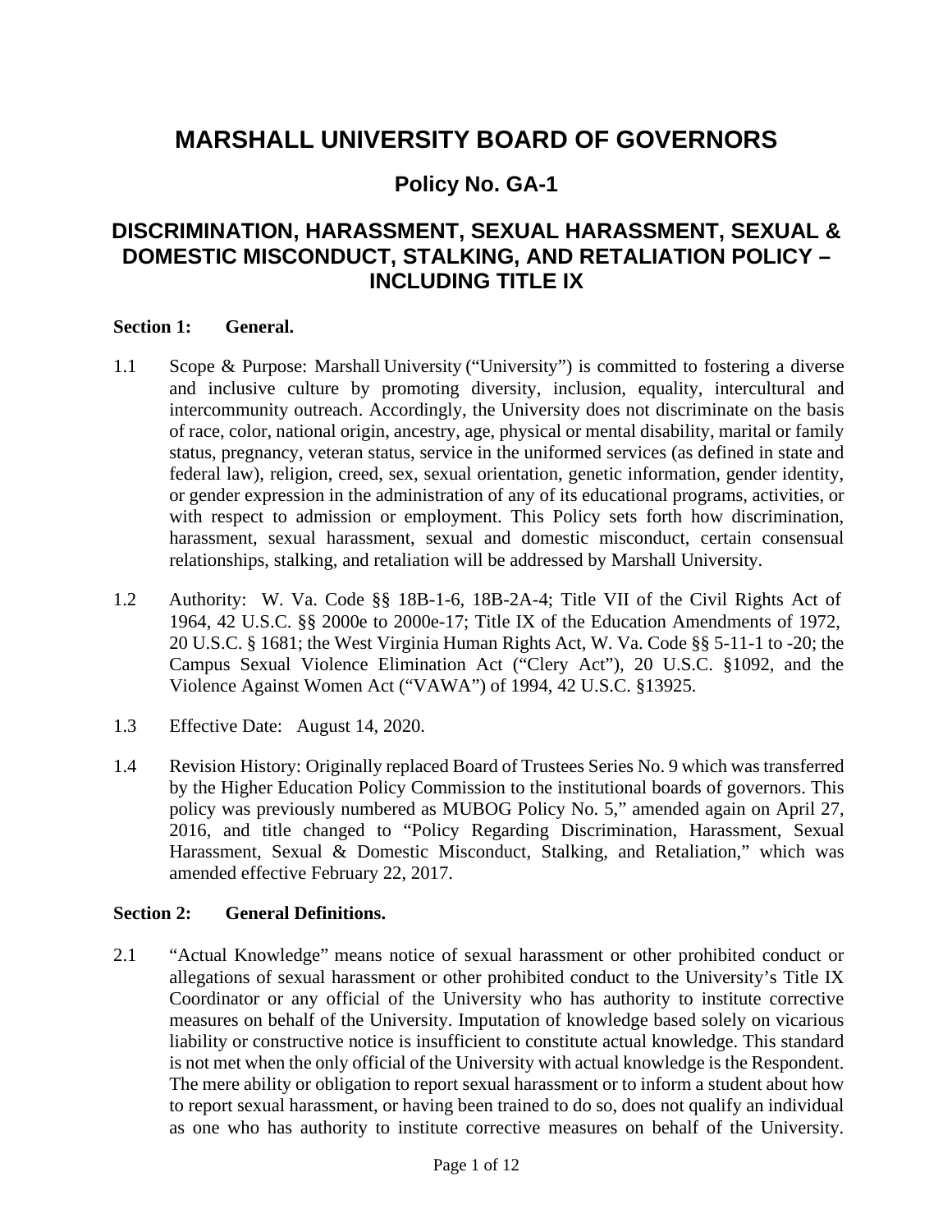# MARSHALL UNIVERSITY BOARD OF GOVERNORS

## Policy No. GA-1

## DISCRIMINATION, HARASSMENT, SEXUAL HARASSMENT, SEXUAL & DOMESTIC MISCONDUCT, STALKING, AND RETALIATION POLICY – INCLUDING TITLE IX

**Section 1: General.**

1.1 Scope & Purpose: Marshall University ("University") is committed to fostering a diverse and inclusive culture by promoting diversity, inclusion, equality, intercultural and intercommunity outreach. Accordingly, the University does not discriminate on the basis of race, color, national origin, ancestry, age, physical or mental disability, marital or family status, pregnancy, veteran status, service in the uniformed services (as defined in state and federal law), religion, creed, sex, sexual orientation, genetic information, gender identity, or gender expression in the administration of any of its educational programs, activities, or with respect to admission or employment. This Policy sets forth how discrimination, harassment, sexual harassment, sexual and domestic misconduct, certain consensual relationships, stalking, and retaliation will be addressed by Marshall University.

1.2 Authority: W. Va. Code §§ 18B-1-6, 18B-2A-4; Title VII of the Civil Rights Act of 1964, 42 U.S.C. §§ 2000e to 2000e-17; Title IX of the Education Amendments of 1972, 20 U.S.C. § 1681; the West Virginia Human Rights Act, W. Va. Code §§ 5-11-1 to -20; the Campus Sexual Violence Elimination Act ("Clery Act"), 20 U.S.C. §1092, and the Violence Against Women Act ("VAWA") of 1994, 42 U.S.C. §13925.

1.3 Effective Date: August 14, 2020.

1.4 Revision History: Originally replaced Board of Trustees Series No. 9 which was transferred by the Higher Education Policy Commission to the institutional boards of governors. This policy was previously numbered as MUBOG Policy No. 5," amended again on April 27, 2016, and title changed to "Policy Regarding Discrimination, Harassment, Sexual Harassment, Sexual & Domestic Misconduct, Stalking, and Retaliation," which was amended effective February 22, 2017.

**Section 2: General Definitions.**

2.1 "Actual Knowledge" means notice of sexual harassment or other prohibited conduct or allegations of sexual harassment or other prohibited conduct to the University's Title IX Coordinator or any official of the University who has authority to institute corrective measures on behalf of the University. Imputation of knowledge based solely on vicarious liability or constructive notice is insufficient to constitute actual knowledge. This standard is not met when the only official of the University with actual knowledge is the Respondent. The mere ability or obligation to report sexual harassment or to inform a student about how to report sexual harassment, or having been trained to do so, does not qualify an individual as one who has authority to institute corrective measures on behalf of the University.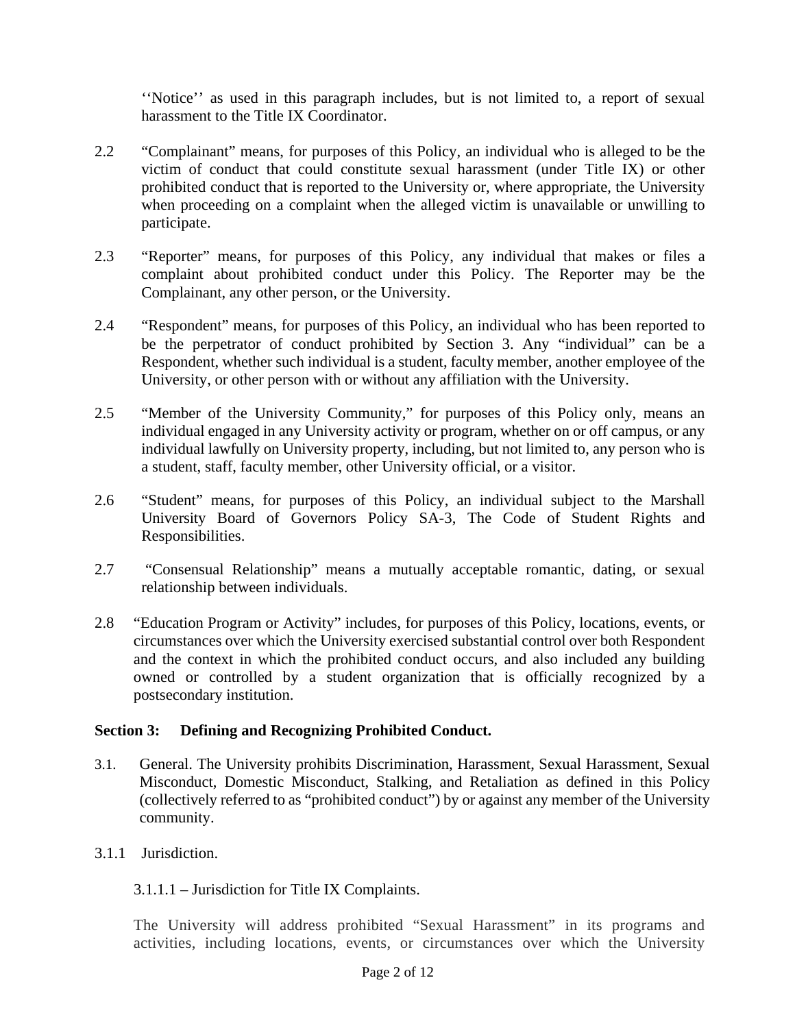''Notice'' as used in this paragraph includes, but is not limited to, a report of sexual harassment to the Title IX Coordinator.

2.2 "Complainant" means, for purposes of this Policy, an individual who is alleged to be the victim of conduct that could constitute sexual harassment (under Title IX) or other prohibited conduct that is reported to the University or, where appropriate, the University when proceeding on a complaint when the alleged victim is unavailable or unwilling to participate.

2.3 "Reporter" means, for purposes of this Policy, any individual that makes or files a complaint about prohibited conduct under this Policy. The Reporter may be the Complainant, any other person, or the University.

2.4 "Respondent" means, for purposes of this Policy, an individual who has been reported to be the perpetrator of conduct prohibited by Section 3. Any "individual" can be a Respondent, whether such individual is a student, faculty member, another employee of the University, or other person with or without any affiliation with the University.

2.5 "Member of the University Community," for purposes of this Policy only, means an individual engaged in any University activity or program, whether on or off campus, or any individual lawfully on University property, including, but not limited to, any person who is a student, staff, faculty member, other University official, or a visitor.

2.6 "Student" means, for purposes of this Policy, an individual subject to the Marshall University Board of Governors Policy SA-3, The Code of Student Rights and Responsibilities.

2.7 "Consensual Relationship" means a mutually acceptable romantic, dating, or sexual relationship between individuals.

2.8 "Education Program or Activity" includes, for purposes of this Policy, locations, events, or circumstances over which the University exercised substantial control over both Respondent and the context in which the prohibited conduct occurs, and also included any building owned or controlled by a student organization that is officially recognized by a postsecondary institution.

## Section 3: Defining and Recognizing Prohibited Conduct.

3.1. General. The University prohibits Discrimination, Harassment, Sexual Harassment, Sexual Misconduct, Domestic Misconduct, Stalking, and Retaliation as defined in this Policy (collectively referred to as "prohibited conduct") by or against any member of the University community.

3.1.1 Jurisdiction.

3.1.1.1 – Jurisdiction for Title IX Complaints.

The University will address prohibited "Sexual Harassment" in its programs and activities, including locations, events, or circumstances over which the University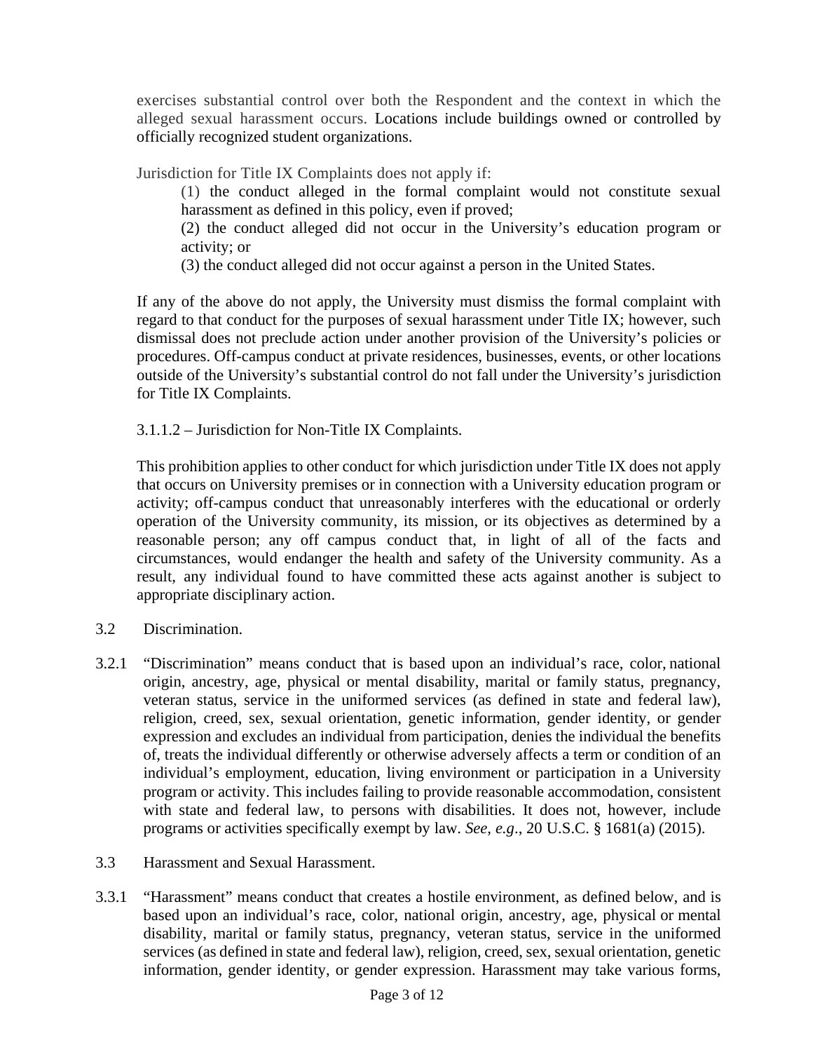exercises substantial control over both the Respondent and the context in which the alleged sexual harassment occurs. Locations include buildings owned or controlled by officially recognized student organizations.

Jurisdiction for Title IX Complaints does not apply if:

(1) the conduct alleged in the formal complaint would not constitute sexual harassment as defined in this policy, even if proved;

(2) the conduct alleged did not occur in the University's education program or activity; or

(3) the conduct alleged did not occur against a person in the United States.

If any of the above do not apply, the University must dismiss the formal complaint with regard to that conduct for the purposes of sexual harassment under Title IX; however, such dismissal does not preclude action under another provision of the University's policies or procedures. Off-campus conduct at private residences, businesses, events, or other locations outside of the University's substantial control do not fall under the University's jurisdiction for Title IX Complaints.

3.1.1.2 – Jurisdiction for Non-Title IX Complaints.

This prohibition applies to other conduct for which jurisdiction under Title IX does not apply that occurs on University premises or in connection with a University education program or activity; off-campus conduct that unreasonably interferes with the educational or orderly operation of the University community, its mission, or its objectives as determined by a reasonable person; any off campus conduct that, in light of all of the facts and circumstances, would endanger the health and safety of the University community. As a result, any individual found to have committed these acts against another is subject to appropriate disciplinary action.

3.2 Discrimination.

3.2.1 "Discrimination" means conduct that is based upon an individual's race, color, national origin, ancestry, age, physical or mental disability, marital or family status, pregnancy, veteran status, service in the uniformed services (as defined in state and federal law), religion, creed, sex, sexual orientation, genetic information, gender identity, or gender expression and excludes an individual from participation, denies the individual the benefits of, treats the individual differently or otherwise adversely affects a term or condition of an individual's employment, education, living environment or participation in a University program or activity. This includes failing to provide reasonable accommodation, consistent with state and federal law, to persons with disabilities. It does not, however, include programs or activities specifically exempt by law. *See, e.g*., 20 U.S.C. § 1681(a) (2015).

3.3 Harassment and Sexual Harassment.

3.3.1 "Harassment" means conduct that creates a hostile environment, as defined below, and is based upon an individual's race, color, national origin, ancestry, age, physical or mental disability, marital or family status, pregnancy, veteran status, service in the uniformed services (as defined in state and federal law), religion, creed, sex, sexual orientation, genetic information, gender identity, or gender expression. Harassment may take various forms,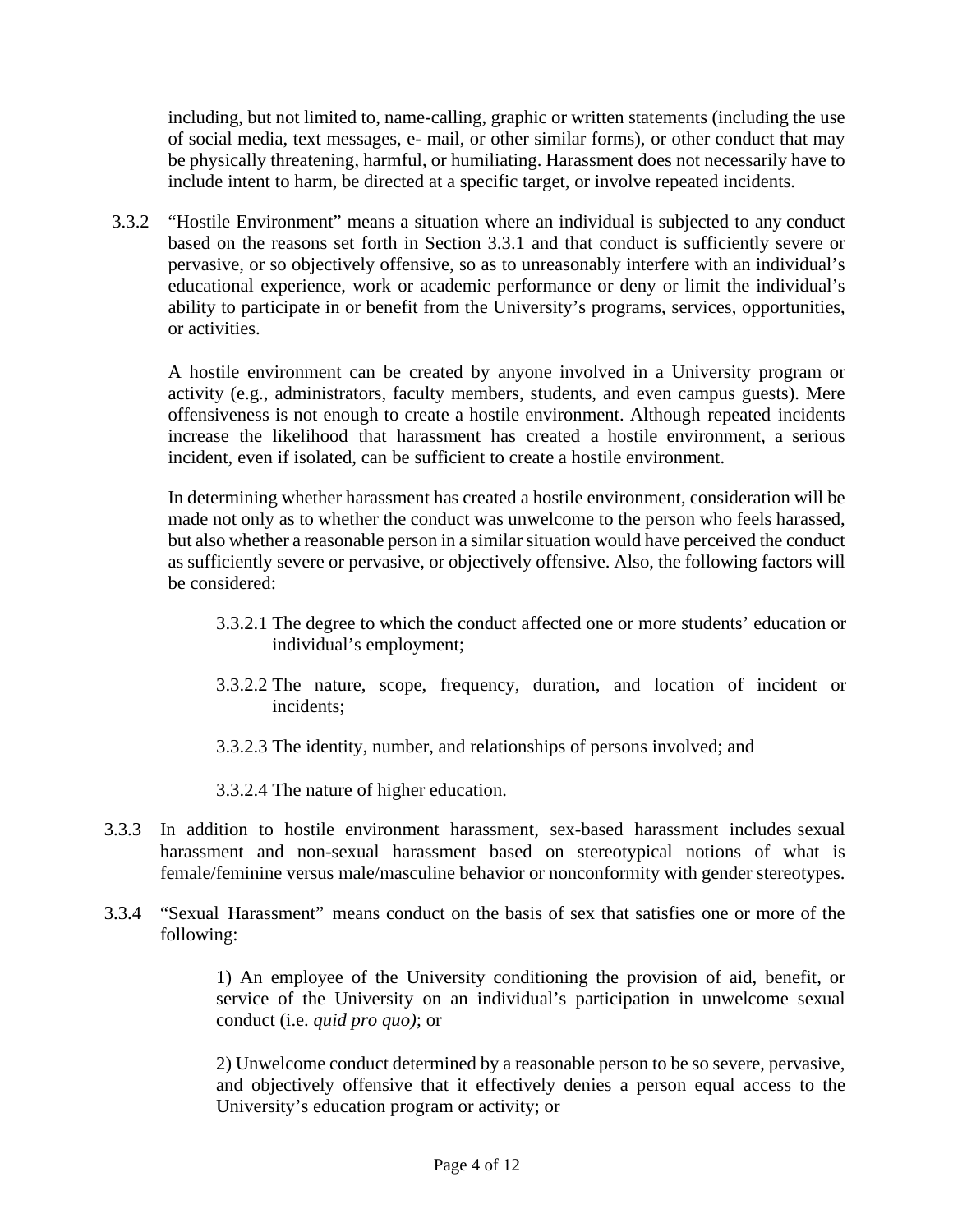including, but not limited to, name-calling, graphic or written statements (including the use of social media, text messages, e- mail, or other similar forms), or other conduct that may be physically threatening, harmful, or humiliating. Harassment does not necessarily have to include intent to harm, be directed at a specific target, or involve repeated incidents.

3.3.2 "Hostile Environment" means a situation where an individual is subjected to any conduct based on the reasons set forth in Section 3.3.1 and that conduct is sufficiently severe or pervasive, or so objectively offensive, so as to unreasonably interfere with an individual's educational experience, work or academic performance or deny or limit the individual's ability to participate in or benefit from the University's programs, services, opportunities, or activities.

A hostile environment can be created by anyone involved in a University program or activity (e.g., administrators, faculty members, students, and even campus guests). Mere offensiveness is not enough to create a hostile environment. Although repeated incidents increase the likelihood that harassment has created a hostile environment, a serious incident, even if isolated, can be sufficient to create a hostile environment.

In determining whether harassment has created a hostile environment, consideration will be made not only as to whether the conduct was unwelcome to the person who feels harassed, but also whether a reasonable person in a similar situation would have perceived the conduct as sufficiently severe or pervasive, or objectively offensive. Also, the following factors will be considered:

3.3.2.1 The degree to which the conduct affected one or more students' education or individual's employment;

3.3.2.2 The nature, scope, frequency, duration, and location of incident or incidents;

3.3.2.3 The identity, number, and relationships of persons involved; and

3.3.2.4 The nature of higher education.

3.3.3 In addition to hostile environment harassment, sex-based harassment includes sexual harassment and non-sexual harassment based on stereotypical notions of what is female/feminine versus male/masculine behavior or nonconformity with gender stereotypes.

3.3.4 "Sexual Harassment" means conduct on the basis of sex that satisfies one or more of the following:

1) An employee of the University conditioning the provision of aid, benefit, or service of the University on an individual's participation in unwelcome sexual conduct (i.e. *quid pro quo)*; or

2) Unwelcome conduct determined by a reasonable person to be so severe, pervasive, and objectively offensive that it effectively denies a person equal access to the University's education program or activity; or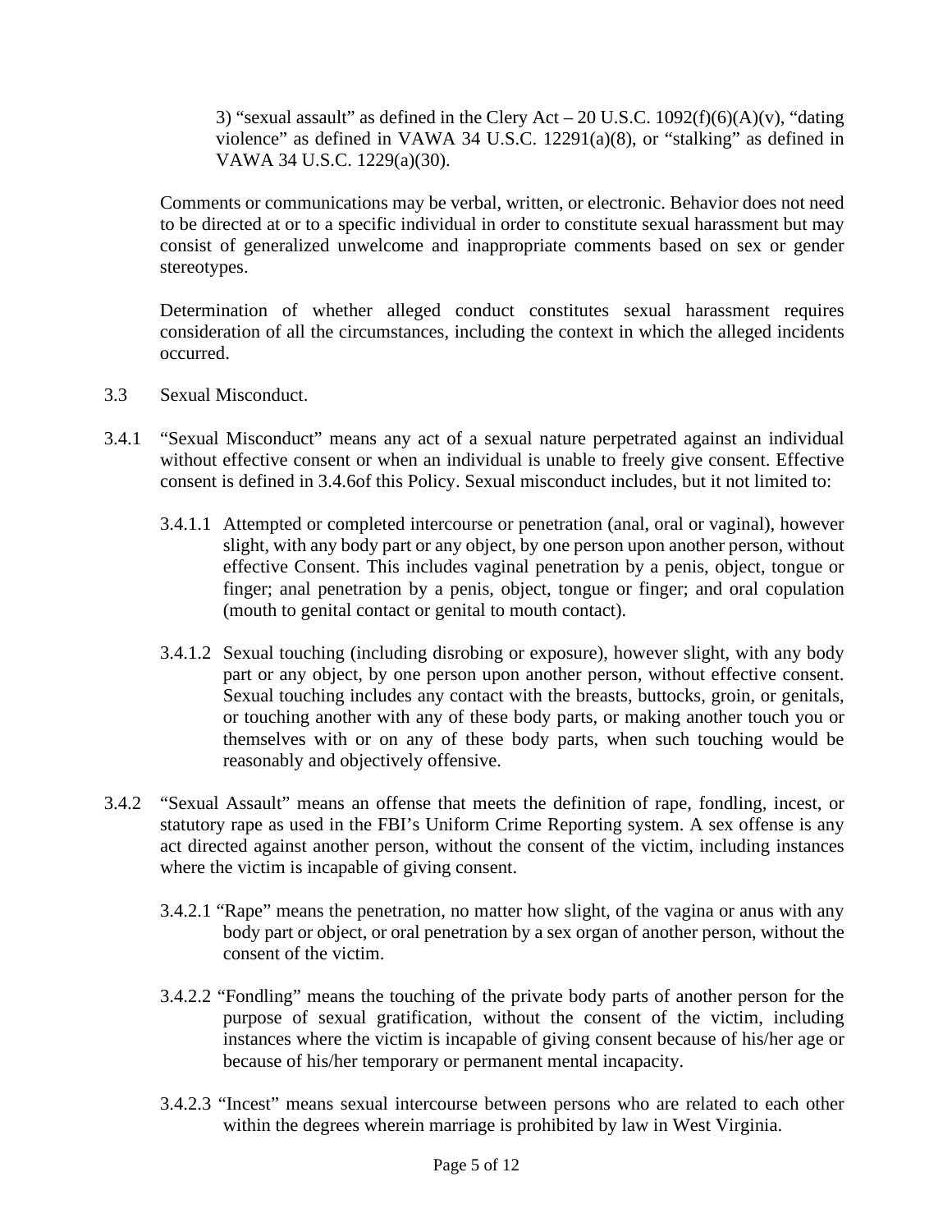3) "sexual assault" as defined in the Clery Act – 20 U.S.C. 1092(f)(6)(A)(v), "dating violence" as defined in VAWA 34 U.S.C. 12291(a)(8), or "stalking" as defined in VAWA 34 U.S.C. 1229(a)(30).

Comments or communications may be verbal, written, or electronic. Behavior does not need to be directed at or to a specific individual in order to constitute sexual harassment but may consist of generalized unwelcome and inappropriate comments based on sex or gender stereotypes.

Determination of whether alleged conduct constitutes sexual harassment requires consideration of all the circumstances, including the context in which the alleged incidents occurred.

3.3 Sexual Misconduct.

3.4.1 "Sexual Misconduct" means any act of a sexual nature perpetrated against an individual without effective consent or when an individual is unable to freely give consent. Effective consent is defined in 3.4.6of this Policy. Sexual misconduct includes, but it not limited to:

3.4.1.1 Attempted or completed intercourse or penetration (anal, oral or vaginal), however slight, with any body part or any object, by one person upon another person, without effective Consent. This includes vaginal penetration by a penis, object, tongue or finger; anal penetration by a penis, object, tongue or finger; and oral copulation (mouth to genital contact or genital to mouth contact).

3.4.1.2 Sexual touching (including disrobing or exposure), however slight, with any body part or any object, by one person upon another person, without effective consent. Sexual touching includes any contact with the breasts, buttocks, groin, or genitals, or touching another with any of these body parts, or making another touch you or themselves with or on any of these body parts, when such touching would be reasonably and objectively offensive.

3.4.2 "Sexual Assault" means an offense that meets the definition of rape, fondling, incest, or statutory rape as used in the FBI's Uniform Crime Reporting system. A sex offense is any act directed against another person, without the consent of the victim, including instances where the victim is incapable of giving consent.

3.4.2.1 "Rape" means the penetration, no matter how slight, of the vagina or anus with any body part or object, or oral penetration by a sex organ of another person, without the consent of the victim.

3.4.2.2 "Fondling" means the touching of the private body parts of another person for the purpose of sexual gratification, without the consent of the victim, including instances where the victim is incapable of giving consent because of his/her age or because of his/her temporary or permanent mental incapacity.

3.4.2.3 "Incest" means sexual intercourse between persons who are related to each other within the degrees wherein marriage is prohibited by law in West Virginia.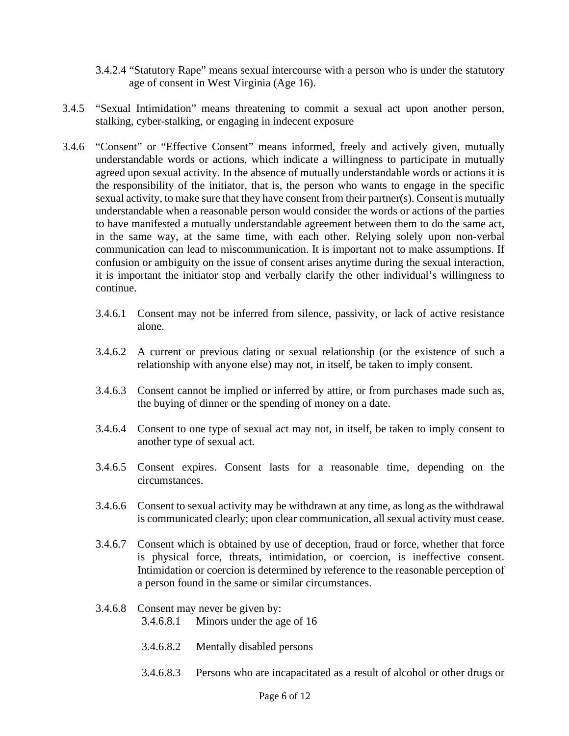3.4.2.4 “Statutory Rape” means sexual intercourse with a person who is under the statutory age of consent in West Virginia (Age 16).

3.4.5 “Sexual Intimidation” means threatening to commit a sexual act upon another person, stalking, cyber-stalking, or engaging in indecent exposure

3.4.6 “Consent” or “Effective Consent” means informed, freely and actively given, mutually understandable words or actions, which indicate a willingness to participate in mutually agreed upon sexual activity. In the absence of mutually understandable words or actions it is the responsibility of the initiator, that is, the person who wants to engage in the specific sexual activity, to make sure that they have consent from their partner(s). Consent is mutually understandable when a reasonable person would consider the words or actions of the parties to have manifested a mutually understandable agreement between them to do the same act, in the same way, at the same time, with each other. Relying solely upon non-verbal communication can lead to miscommunication. It is important not to make assumptions. If confusion or ambiguity on the issue of consent arises anytime during the sexual interaction, it is important the initiator stop and verbally clarify the other individual’s willingness to continue.

3.4.6.1 Consent may not be inferred from silence, passivity, or lack of active resistance alone.

3.4.6.2 A current or previous dating or sexual relationship (or the existence of such a relationship with anyone else) may not, in itself, be taken to imply consent.

3.4.6.3 Consent cannot be implied or inferred by attire, or from purchases made such as, the buying of dinner or the spending of money on a date.

3.4.6.4 Consent to one type of sexual act may not, in itself, be taken to imply consent to another type of sexual act.

3.4.6.5 Consent expires. Consent lasts for a reasonable time, depending on the circumstances.

3.4.6.6 Consent to sexual activity may be withdrawn at any time, as long as the withdrawal is communicated clearly; upon clear communication, all sexual activity must cease.

3.4.6.7 Consent which is obtained by use of deception, fraud or force, whether that force is physical force, threats, intimidation, or coercion, is ineffective consent. Intimidation or coercion is determined by reference to the reasonable perception of a person found in the same or similar circumstances.

3.4.6.8 Consent may never be given by:

3.4.6.8.1 Minors under the age of 16

3.4.6.8.2 Mentally disabled persons

3.4.6.8.3 Persons who are incapacitated as a result of alcohol or other drugs or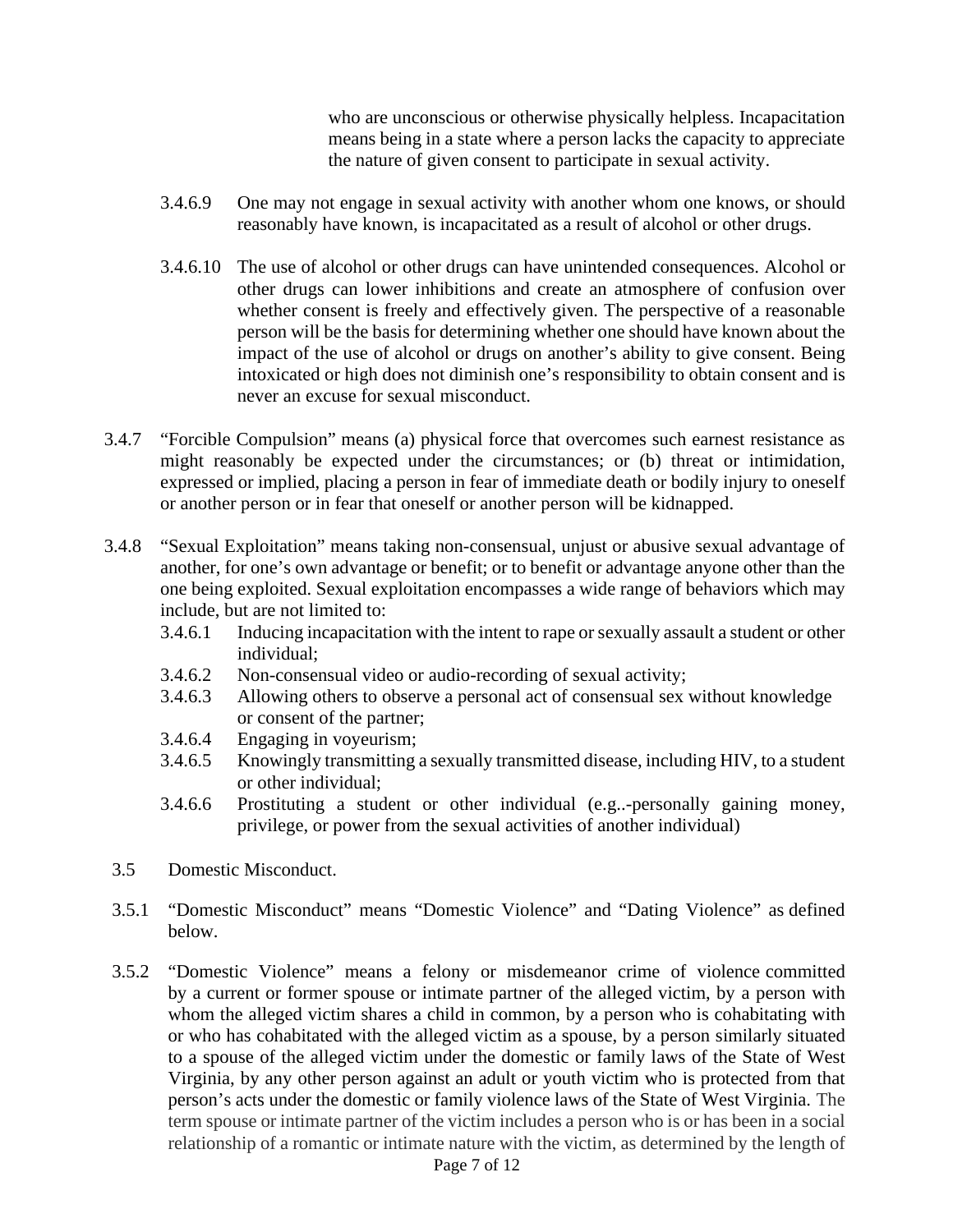who are unconscious or otherwise physically helpless. Incapacitation means being in a state where a person lacks the capacity to appreciate the nature of given consent to participate in sexual activity.

3.4.6.9 One may not engage in sexual activity with another whom one knows, or should reasonably have known, is incapacitated as a result of alcohol or other drugs.

3.4.6.10 The use of alcohol or other drugs can have unintended consequences. Alcohol or other drugs can lower inhibitions and create an atmosphere of confusion over whether consent is freely and effectively given. The perspective of a reasonable person will be the basis for determining whether one should have known about the impact of the use of alcohol or drugs on another's ability to give consent. Being intoxicated or high does not diminish one's responsibility to obtain consent and is never an excuse for sexual misconduct.

3.4.7 "Forcible Compulsion" means (a) physical force that overcomes such earnest resistance as might reasonably be expected under the circumstances; or (b) threat or intimidation, expressed or implied, placing a person in fear of immediate death or bodily injury to oneself or another person or in fear that oneself or another person will be kidnapped.

3.4.8 "Sexual Exploitation" means taking non-consensual, unjust or abusive sexual advantage of another, for one's own advantage or benefit; or to benefit or advantage anyone other than the one being exploited. Sexual exploitation encompasses a wide range of behaviors which may include, but are not limited to:

- 3.4.6.1 Inducing incapacitation with the intent to rape or sexually assault a student or other individual;
- 3.4.6.2 Non-consensual video or audio-recording of sexual activity;
- 3.4.6.3 Allowing others to observe a personal act of consensual sex without knowledge or consent of the partner;
- 3.4.6.4 Engaging in voyeurism;
- 3.4.6.5 Knowingly transmitting a sexually transmitted disease, including HIV, to a student or other individual;
- 3.4.6.6 Prostituting a student or other individual (e.g..-personally gaining money, privilege, or power from the sexual activities of another individual)

3.5 Domestic Misconduct.

3.5.1 "Domestic Misconduct" means "Domestic Violence" and "Dating Violence" as defined below.

3.5.2 "Domestic Violence" means a felony or misdemeanor crime of violence committed by a current or former spouse or intimate partner of the alleged victim, by a person with whom the alleged victim shares a child in common, by a person who is cohabitating with or who has cohabitated with the alleged victim as a spouse, by a person similarly situated to a spouse of the alleged victim under the domestic or family laws of the State of West Virginia, by any other person against an adult or youth victim who is protected from that person's acts under the domestic or family violence laws of the State of West Virginia. The term spouse or intimate partner of the victim includes a person who is or has been in a social relationship of a romantic or intimate nature with the victim, as determined by the length of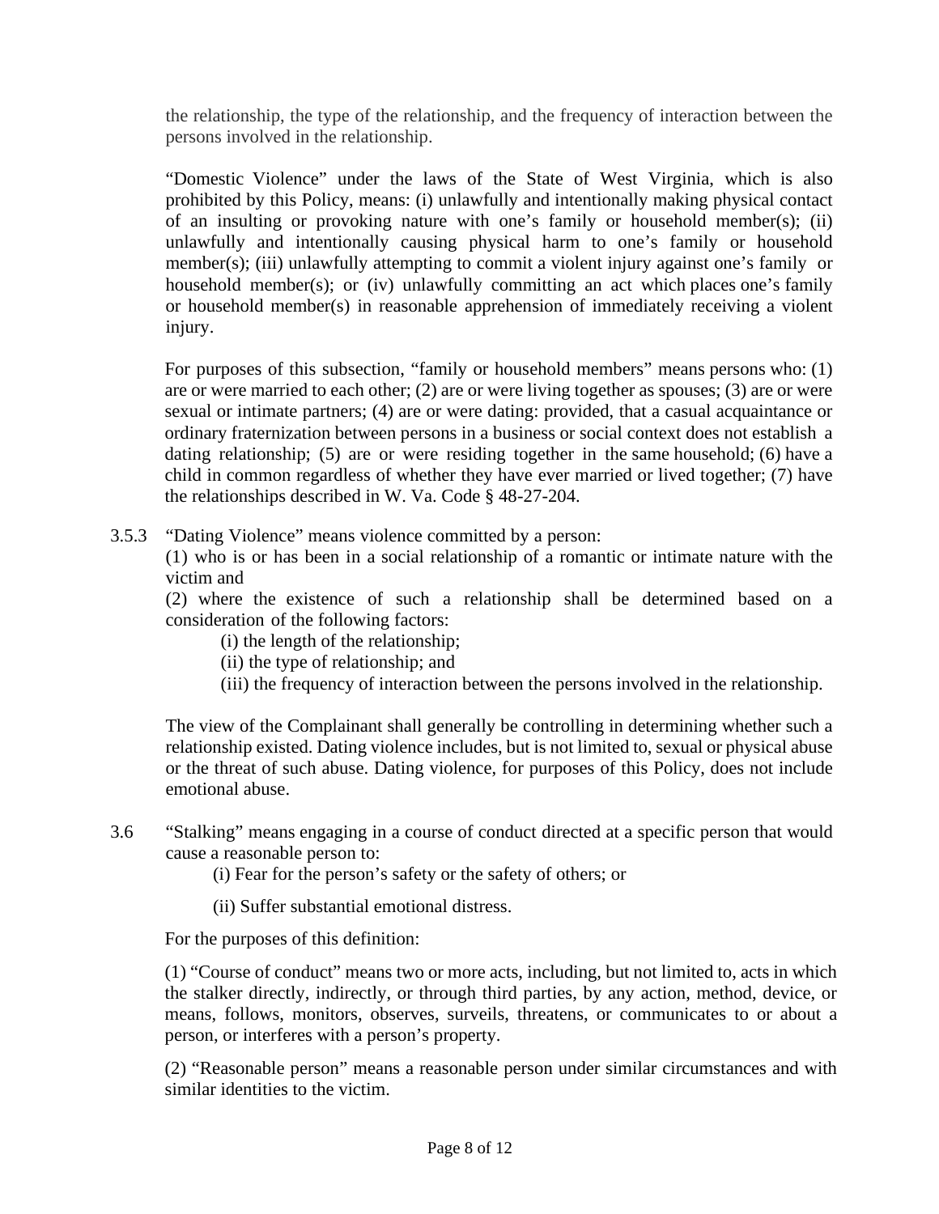the relationship, the type of the relationship, and the frequency of interaction between the persons involved in the relationship.

"Domestic Violence" under the laws of the State of West Virginia, which is also prohibited by this Policy, means: (i) unlawfully and intentionally making physical contact of an insulting or provoking nature with one's family or household member(s); (ii) unlawfully and intentionally causing physical harm to one's family or household member(s); (iii) unlawfully attempting to commit a violent injury against one's family or household member(s); or (iv) unlawfully committing an act which places one's family or household member(s) in reasonable apprehension of immediately receiving a violent injury.

For purposes of this subsection, "family or household members" means persons who: (1) are or were married to each other; (2) are or were living together as spouses; (3) are or were sexual or intimate partners; (4) are or were dating: provided, that a casual acquaintance or ordinary fraternization between persons in a business or social context does not establish a dating relationship; (5) are or were residing together in the same household; (6) have a child in common regardless of whether they have ever married or lived together; (7) have the relationships described in W. Va. Code § 48-27-204.

3.5.3 "Dating Violence" means violence committed by a person:

(1) who is or has been in a social relationship of a romantic or intimate nature with the victim and

(2) where the existence of such a relationship shall be determined based on a consideration of the following factors:

(i) the length of the relationship;

(ii) the type of relationship; and

(iii) the frequency of interaction between the persons involved in the relationship.

The view of the Complainant shall generally be controlling in determining whether such a relationship existed. Dating violence includes, but is not limited to, sexual or physical abuse or the threat of such abuse. Dating violence, for purposes of this Policy, does not include emotional abuse.

3.6 "Stalking" means engaging in a course of conduct directed at a specific person that would cause a reasonable person to:

(i) Fear for the person's safety or the safety of others; or

(ii) Suffer substantial emotional distress.

For the purposes of this definition:

(1) "Course of conduct" means two or more acts, including, but not limited to, acts in which the stalker directly, indirectly, or through third parties, by any action, method, device, or means, follows, monitors, observes, surveils, threatens, or communicates to or about a person, or interferes with a person's property.

(2) "Reasonable person" means a reasonable person under similar circumstances and with similar identities to the victim.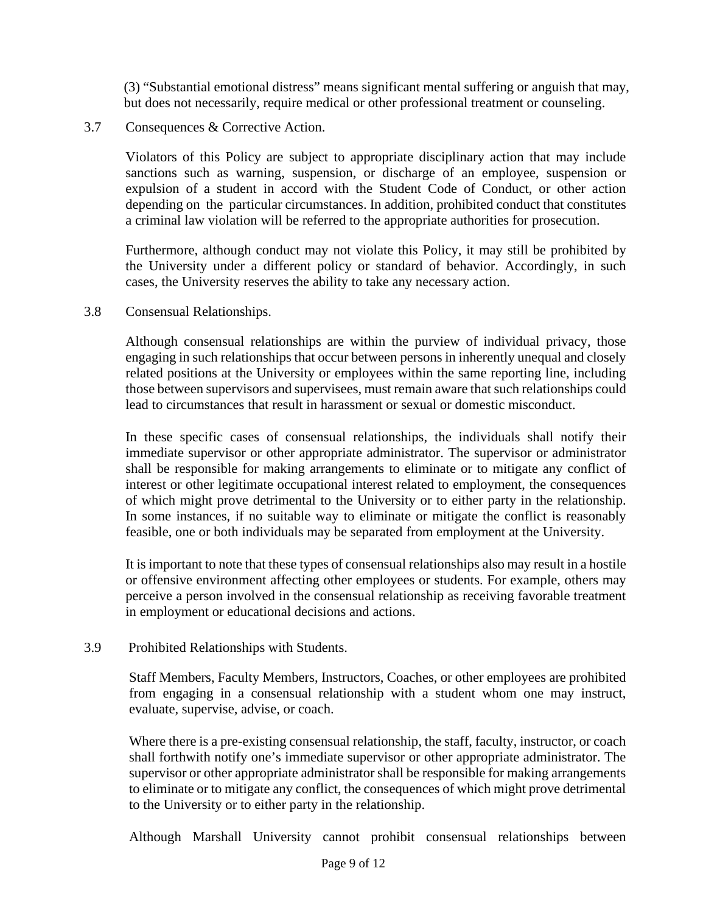(3) "Substantial emotional distress" means significant mental suffering or anguish that may, but does not necessarily, require medical or other professional treatment or counseling.

3.7 Consequences & Corrective Action.

Violators of this Policy are subject to appropriate disciplinary action that may include sanctions such as warning, suspension, or discharge of an employee, suspension or expulsion of a student in accord with the Student Code of Conduct, or other action depending on the particular circumstances. In addition, prohibited conduct that constitutes a criminal law violation will be referred to the appropriate authorities for prosecution.

Furthermore, although conduct may not violate this Policy, it may still be prohibited by the University under a different policy or standard of behavior. Accordingly, in such cases, the University reserves the ability to take any necessary action.

3.8 Consensual Relationships.

Although consensual relationships are within the purview of individual privacy, those engaging in such relationships that occur between persons in inherently unequal and closely related positions at the University or employees within the same reporting line, including those between supervisors and supervisees, must remain aware that such relationships could lead to circumstances that result in harassment or sexual or domestic misconduct.

In these specific cases of consensual relationships, the individuals shall notify their immediate supervisor or other appropriate administrator. The supervisor or administrator shall be responsible for making arrangements to eliminate or to mitigate any conflict of interest or other legitimate occupational interest related to employment, the consequences of which might prove detrimental to the University or to either party in the relationship. In some instances, if no suitable way to eliminate or mitigate the conflict is reasonably feasible, one or both individuals may be separated from employment at the University.

It is important to note that these types of consensual relationships also may result in a hostile or offensive environment affecting other employees or students. For example, others may perceive a person involved in the consensual relationship as receiving favorable treatment in employment or educational decisions and actions.

3.9 Prohibited Relationships with Students.

Staff Members, Faculty Members, Instructors, Coaches, or other employees are prohibited from engaging in a consensual relationship with a student whom one may instruct, evaluate, supervise, advise, or coach.

Where there is a pre-existing consensual relationship, the staff, faculty, instructor, or coach shall forthwith notify one's immediate supervisor or other appropriate administrator. The supervisor or other appropriate administrator shall be responsible for making arrangements to eliminate or to mitigate any conflict, the consequences of which might prove detrimental to the University or to either party in the relationship.

Although Marshall University cannot prohibit consensual relationships between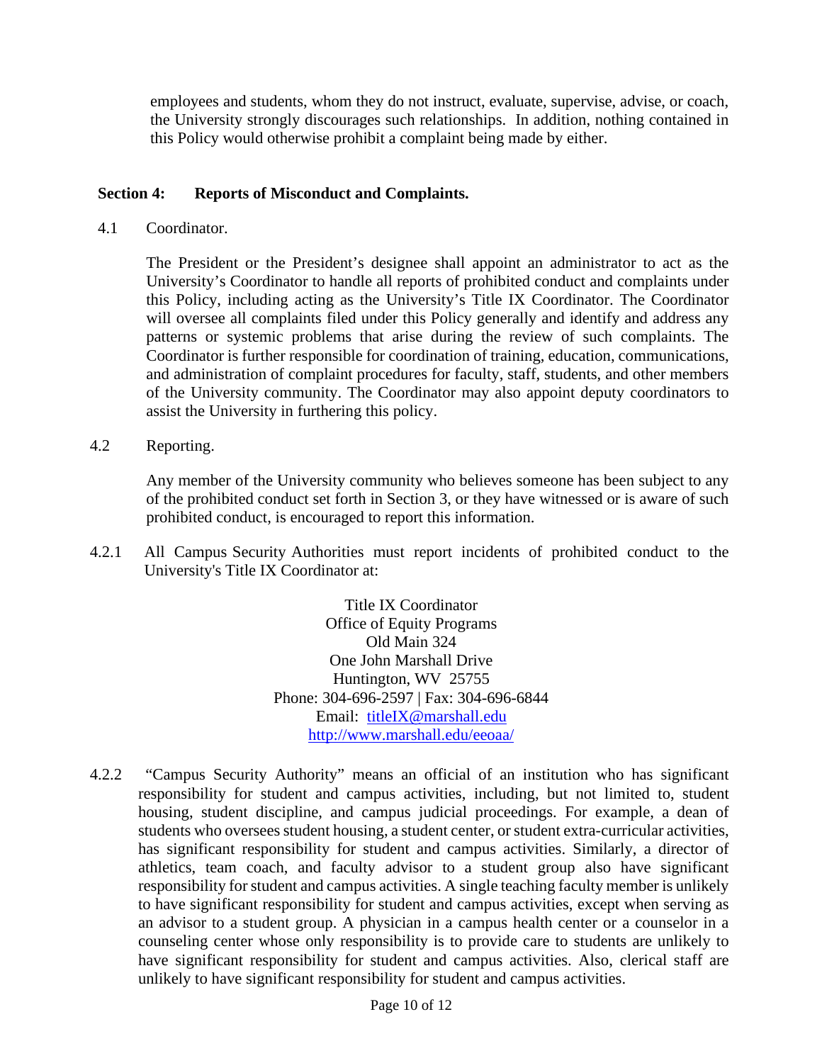employees and students, whom they do not instruct, evaluate, supervise, advise, or coach, the University strongly discourages such relationships. In addition, nothing contained in this Policy would otherwise prohibit a complaint being made by either.

**Section 4: Reports of Misconduct and Complaints.**

4.1 Coordinator.

The President or the President's designee shall appoint an administrator to act as the University's Coordinator to handle all reports of prohibited conduct and complaints under this Policy, including acting as the University's Title IX Coordinator. The Coordinator will oversee all complaints filed under this Policy generally and identify and address any patterns or systemic problems that arise during the review of such complaints. The Coordinator is further responsible for coordination of training, education, communications, and administration of complaint procedures for faculty, staff, students, and other members of the University community. The Coordinator may also appoint deputy coordinators to assist the University in furthering this policy.

4.2 Reporting.

Any member of the University community who believes someone has been subject to any of the prohibited conduct set forth in Section 3, or they have witnessed or is aware of such prohibited conduct, is encouraged to report this information.

4.2.1 All Campus Security Authorities must report incidents of prohibited conduct to the University's Title IX Coordinator at:

Title IX Coordinator
Office of Equity Programs
Old Main 324
One John Marshall Drive
Huntington, WV 25755
Phone: 304-696-2597 | Fax: 304-696-6844
Email: titleIX@marshall.edu
http://www.marshall.edu/eeoaa/

4.2.2 "Campus Security Authority" means an official of an institution who has significant responsibility for student and campus activities, including, but not limited to, student housing, student discipline, and campus judicial proceedings. For example, a dean of students who oversees student housing, a student center, or student extra-curricular activities, has significant responsibility for student and campus activities. Similarly, a director of athletics, team coach, and faculty advisor to a student group also have significant responsibility for student and campus activities. A single teaching faculty member is unlikely to have significant responsibility for student and campus activities, except when serving as an advisor to a student group. A physician in a campus health center or a counselor in a counseling center whose only responsibility is to provide care to students are unlikely to have significant responsibility for student and campus activities. Also, clerical staff are unlikely to have significant responsibility for student and campus activities.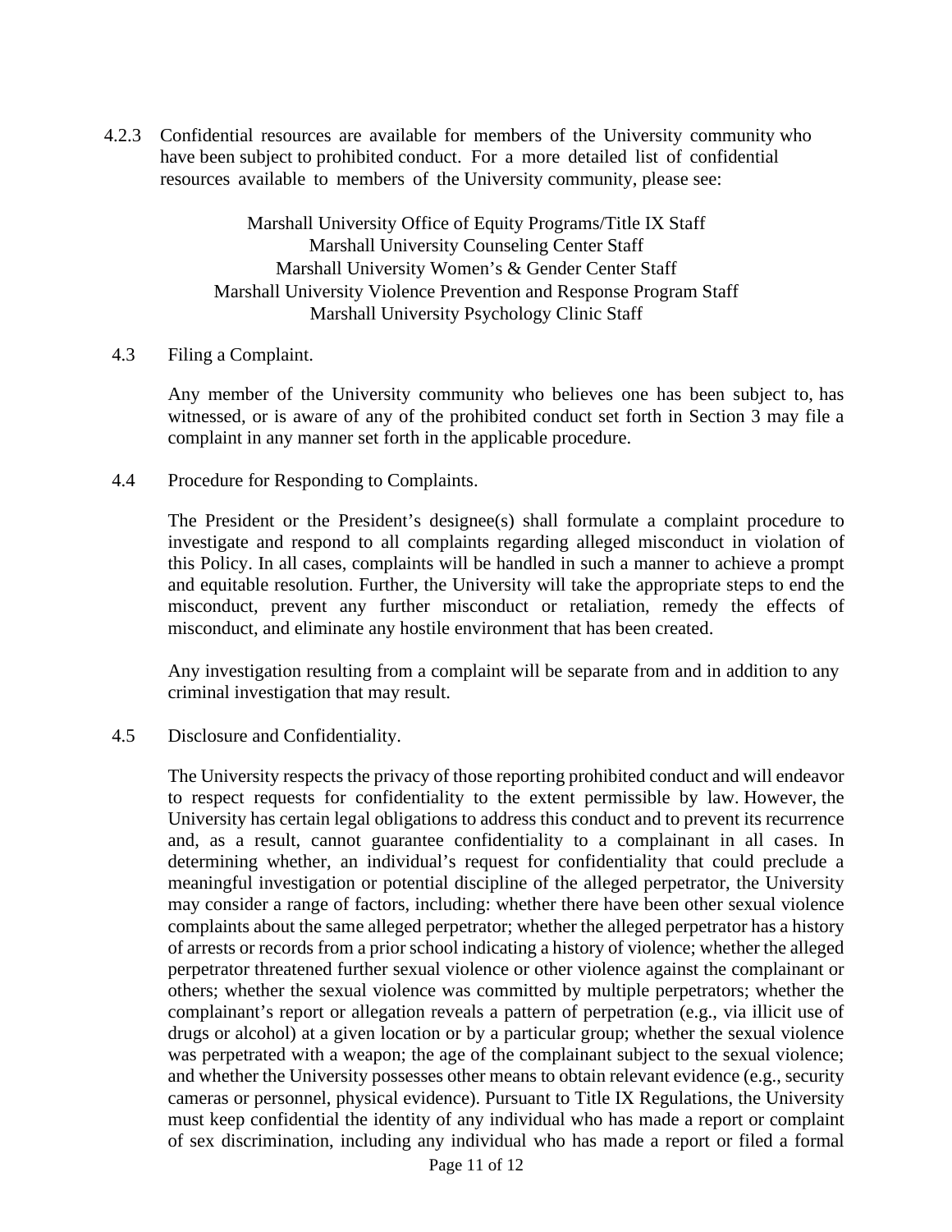4.2.3 Confidential resources are available for members of the University community who have been subject to prohibited conduct. For a more detailed list of confidential resources available to members of the University community, please see:

Marshall University Office of Equity Programs/Title IX Staff
Marshall University Counseling Center Staff
Marshall University Women's & Gender Center Staff
Marshall University Violence Prevention and Response Program Staff
Marshall University Psychology Clinic Staff

4.3 Filing a Complaint.

Any member of the University community who believes one has been subject to, has witnessed, or is aware of any of the prohibited conduct set forth in Section 3 may file a complaint in any manner set forth in the applicable procedure.

4.4 Procedure for Responding to Complaints.

The President or the President's designee(s) shall formulate a complaint procedure to investigate and respond to all complaints regarding alleged misconduct in violation of this Policy. In all cases, complaints will be handled in such a manner to achieve a prompt and equitable resolution. Further, the University will take the appropriate steps to end the misconduct, prevent any further misconduct or retaliation, remedy the effects of misconduct, and eliminate any hostile environment that has been created.

Any investigation resulting from a complaint will be separate from and in addition to any criminal investigation that may result.

4.5 Disclosure and Confidentiality.

The University respects the privacy of those reporting prohibited conduct and will endeavor to respect requests for confidentiality to the extent permissible by law. However, the University has certain legal obligations to address this conduct and to prevent its recurrence and, as a result, cannot guarantee confidentiality to a complainant in all cases. In determining whether, an individual's request for confidentiality that could preclude a meaningful investigation or potential discipline of the alleged perpetrator, the University may consider a range of factors, including: whether there have been other sexual violence complaints about the same alleged perpetrator; whether the alleged perpetrator has a history of arrests or records from a prior school indicating a history of violence; whether the alleged perpetrator threatened further sexual violence or other violence against the complainant or others; whether the sexual violence was committed by multiple perpetrators; whether the complainant's report or allegation reveals a pattern of perpetration (e.g., via illicit use of drugs or alcohol) at a given location or by a particular group; whether the sexual violence was perpetrated with a weapon; the age of the complainant subject to the sexual violence; and whether the University possesses other means to obtain relevant evidence (e.g., security cameras or personnel, physical evidence). Pursuant to Title IX Regulations, the University must keep confidential the identity of any individual who has made a report or complaint of sex discrimination, including any individual who has made a report or filed a formal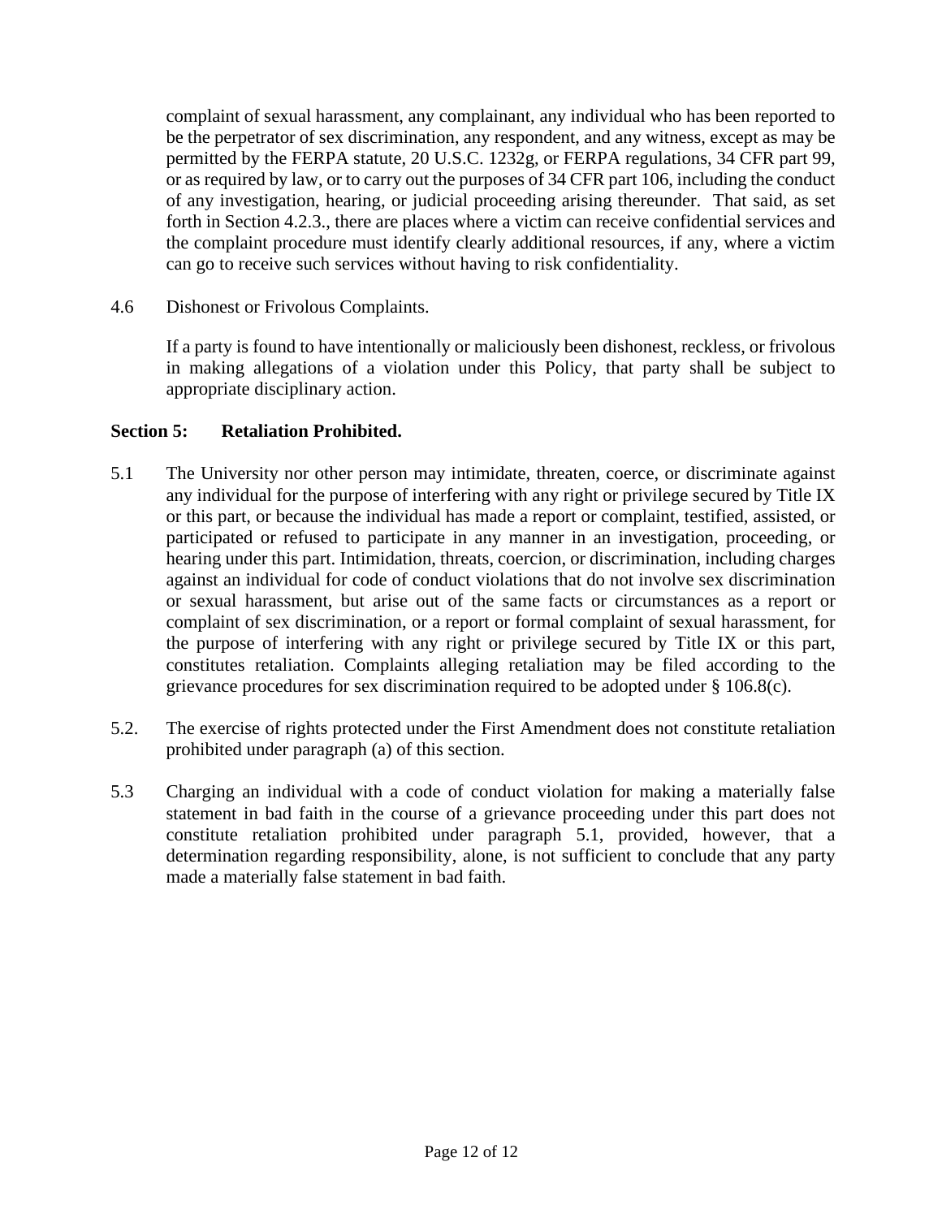complaint of sexual harassment, any complainant, any individual who has been reported to be the perpetrator of sex discrimination, any respondent, and any witness, except as may be permitted by the FERPA statute, 20 U.S.C. 1232g, or FERPA regulations, 34 CFR part 99, or as required by law, or to carry out the purposes of 34 CFR part 106, including the conduct of any investigation, hearing, or judicial proceeding arising thereunder. That said, as set forth in Section 4.2.3., there are places where a victim can receive confidential services and the complaint procedure must identify clearly additional resources, if any, where a victim can go to receive such services without having to risk confidentiality.

4.6 Dishonest or Frivolous Complaints.

If a party is found to have intentionally or maliciously been dishonest, reckless, or frivolous in making allegations of a violation under this Policy, that party shall be subject to appropriate disciplinary action.

**Section 5: Retaliation Prohibited.**

5.1 The University nor other person may intimidate, threaten, coerce, or discriminate against any individual for the purpose of interfering with any right or privilege secured by Title IX or this part, or because the individual has made a report or complaint, testified, assisted, or participated or refused to participate in any manner in an investigation, proceeding, or hearing under this part. Intimidation, threats, coercion, or discrimination, including charges against an individual for code of conduct violations that do not involve sex discrimination or sexual harassment, but arise out of the same facts or circumstances as a report or complaint of sex discrimination, or a report or formal complaint of sexual harassment, for the purpose of interfering with any right or privilege secured by Title IX or this part, constitutes retaliation. Complaints alleging retaliation may be filed according to the grievance procedures for sex discrimination required to be adopted under § 106.8(c).

5.2. The exercise of rights protected under the First Amendment does not constitute retaliation prohibited under paragraph (a) of this section.

5.3 Charging an individual with a code of conduct violation for making a materially false statement in bad faith in the course of a grievance proceeding under this part does not constitute retaliation prohibited under paragraph 5.1, provided, however, that a determination regarding responsibility, alone, is not sufficient to conclude that any party made a materially false statement in bad faith.